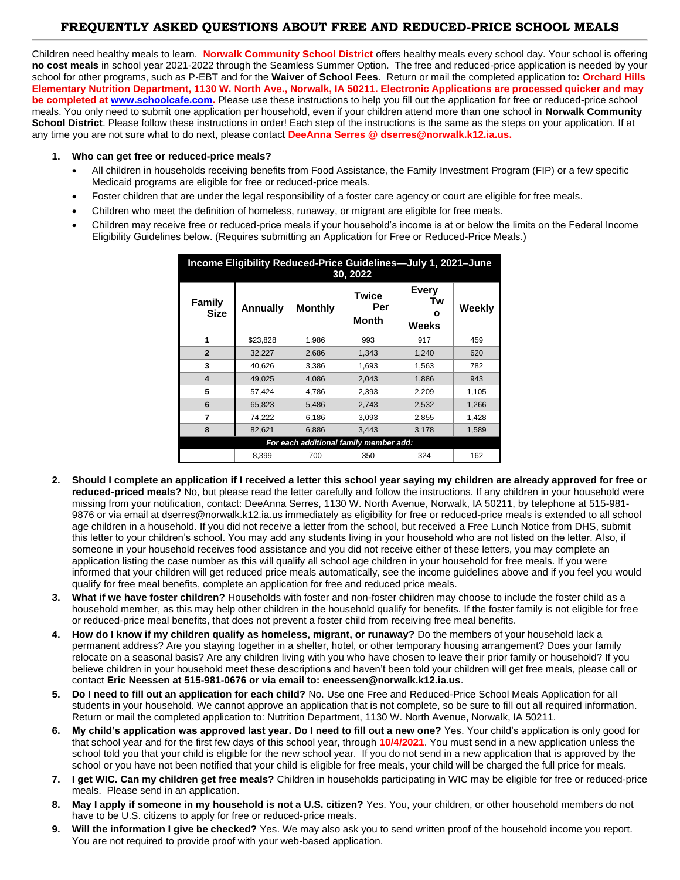# FREQUENTLY ASKED QUESTIONS ABOUT FREE AND REDUCED-PRICE SCHOOL MEALS

Children need healthy meals to learn. **Norwalk Community School District** offers healthy meals every school day. Your school is offering **no cost meals** in school year 2021-2022 through the Seamless Summer Option. The free and reduced-price application is needed by your school for other programs, such as P-EBT and for the **Waiver of School Fees**. Return or mail the completed application to**: Orchard Hills Elementary Nutrition Department, 1130 W. North Ave., Norwalk, IA 50211. Electronic Applications are processed quicker and may be completed at www.schoolcafe.com.** Please use these instructions to help you fill out the application for free or reduced-price school meals. You only need to submit one application per household, even if your children attend more than one school in **Norwalk Community School District**. Please follow these instructions in order! Each step of the instructions is the same as the steps on your application. If at any time you are not sure what to do next, please contact **DeeAnna Serres @ dserres@norwalk.k12.ia.us.**

1. **Who can get free or reduced-price meals?**
   - All children in households receiving benefits from Food Assistance, the Family Investment Program (FIP) or a few specific Medicaid programs are eligible for free or reduced-price meals.
   - Foster children that are under the legal responsibility of a foster care agency or court are eligible for free meals.
   - Children who meet the definition of homeless, runaway, or migrant are eligible for free meals.
   - Children may receive free or reduced-price meals if your household's income is at or below the limits on the Federal Income Eligibility Guidelines below. (Requires submitting an Application for Free or Reduced-Price Meals.)

| Income Eligibility Reduced-Price Guidelines—July 1, 2021–June 30, 2022 | | | | | |
|---|---|---|---|---|---|
| **Family Size** | **Annually** | **Monthly** | **Twice Per Month** | **Every Two Weeks** | **Weekly** |
| **1** | $23,828 | 1,986 | 993 | 917 | 459 |
| **2** | 32,227 | 2,686 | 1,343 | 1,240 | 620 |
| **3** | 40,626 | 3,386 | 1,693 | 1,563 | 782 |
| **4** | 49,025 | 4,086 | 2,043 | 1,886 | 943 |
| **5** | 57,424 | 4,786 | 2,393 | 2,209 | 1,105 |
| **6** | 65,823 | 5,486 | 2,743 | 2,532 | 1,266 |
| **7** | 74,222 | 6,186 | 3,093 | 2,855 | 1,428 |
| **8** | 82,621 | 6,886 | 3,443 | 3,178 | 1,589 |
| *For each additional family member add:* | | | | | |
| | 8,399 | 700 | 350 | 324 | 162 |

2. **Should I complete an application if I received a letter this school year saying my children are already approved for free or reduced-priced meals?** No, but please read the letter carefully and follow the instructions. If any children in your household were missing from your notification, contact: DeeAnna Serres, 1130 W. North Avenue, Norwalk, IA 50211, by telephone at 515-981-9876 or via email at dserres@norwalk.k12.ia.us immediately as eligibility for free or reduced-price meals is extended to all school age children in a household. If you did not receive a letter from the school, but received a Free Lunch Notice from DHS, submit this letter to your children's school. You may add any students living in your household who are not listed on the letter. Also, if someone in your household receives food assistance and you did not receive either of these letters, you may complete an application listing the case number as this will qualify all school age children in your household for free meals. If you were informed that your children will get reduced price meals automatically, see the income guidelines above and if you feel you would qualify for free meal benefits, complete an application for free and reduced price meals.
3. **What if we have foster children?** Households with foster and non-foster children may choose to include the foster child as a household member, as this may help other children in the household qualify for benefits. If the foster family is not eligible for free or reduced-price meal benefits, that does not prevent a foster child from receiving free meal benefits.
4. **How do I know if my children qualify as homeless, migrant, or runaway?** Do the members of your household lack a permanent address? Are you staying together in a shelter, hotel, or other temporary housing arrangement? Does your family relocate on a seasonal basis? Are any children living with you who have chosen to leave their prior family or household? If you believe children in your household meet these descriptions and haven't been told your children will get free meals, please call or contact **Eric Neessen at 515-981-0676 or via email to: eneessen@norwalk.k12.ia.us**.
5. **Do I need to fill out an application for each child?** No. Use one Free and Reduced-Price School Meals Application for all students in your household. We cannot approve an application that is not complete, so be sure to fill out all required information. Return or mail the completed application to: Nutrition Department, 1130 W. North Avenue, Norwalk, IA 50211.
6. **My child's application was approved last year. Do I need to fill out a new one?** Yes. Your child's application is only good for that school year and for the first few days of this school year, through **10/4/2021**. You must send in a new application unless the school told you that your child is eligible for the new school year. If you do not send in a new application that is approved by the school or you have not been notified that your child is eligible for free meals, your child will be charged the full price for meals.
7. **I get WIC. Can my children get free meals?** Children in households participating in WIC may be eligible for free or reduced-price meals. Please send in an application.
8. **May I apply if someone in my household is not a U.S. citizen?** Yes. You, your children, or other household members do not have to be U.S. citizens to apply for free or reduced-price meals.
9. **Will the information I give be checked?** Yes. We may also ask you to send written proof of the household income you report. You are not required to provide proof with your web-based application.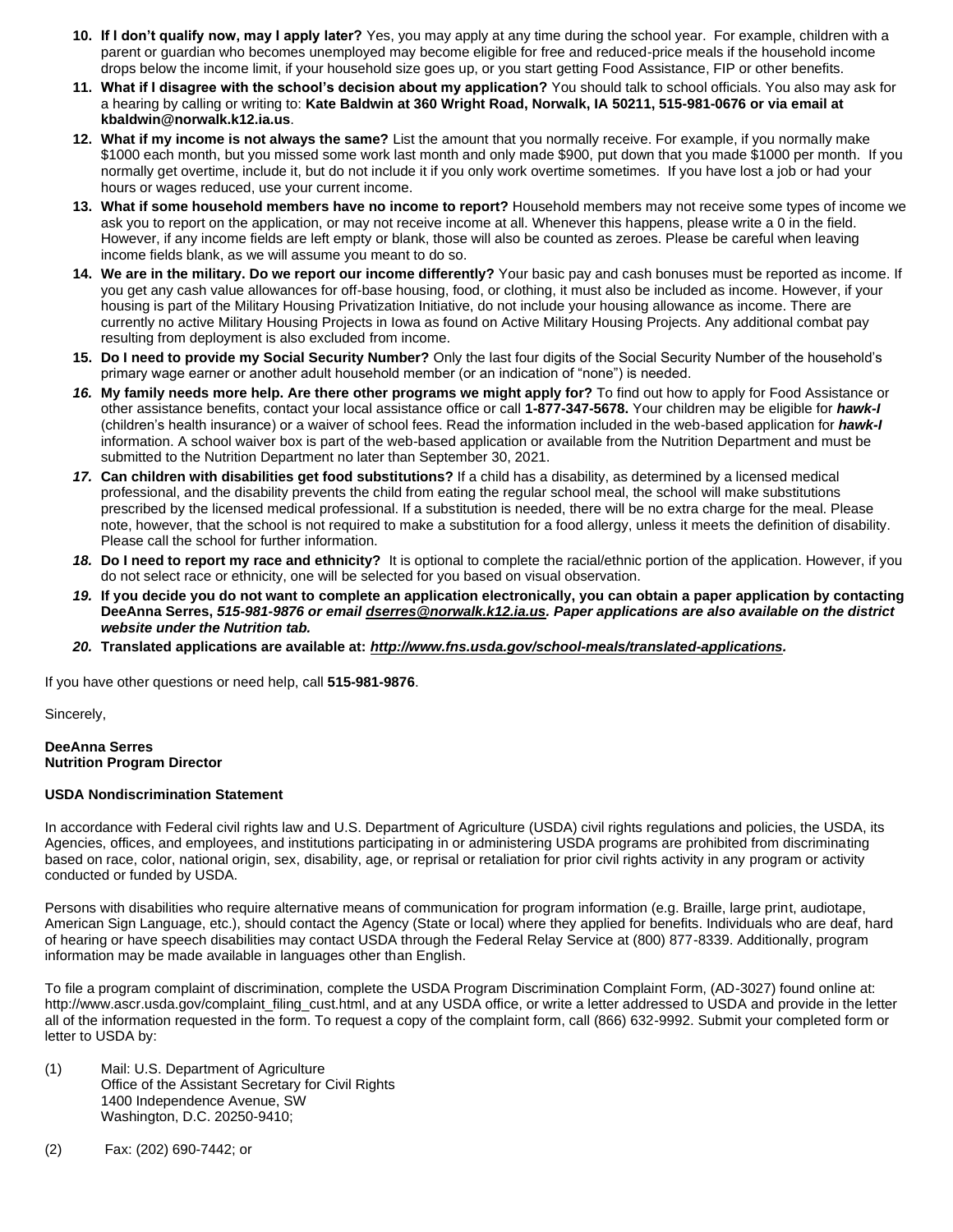10. **If I don't qualify now, may I apply later?** Yes, you may apply at any time during the school year. For example, children with a parent or guardian who becomes unemployed may become eligible for free and reduced-price meals if the household income drops below the income limit, if your household size goes up, or you start getting Food Assistance, FIP or other benefits.
11. **What if I disagree with the school's decision about my application?** You should talk to school officials. You also may ask for a hearing by calling or writing to: **Kate Baldwin at 360 Wright Road, Norwalk, IA 50211, 515-981-0676 or via email at kbaldwin@norwalk.k12.ia.us**.
12. **What if my income is not always the same?** List the amount that you normally receive. For example, if you normally make $1000 each month, but you missed some work last month and only made $900, put down that you made $1000 per month. If you normally get overtime, include it, but do not include it if you only work overtime sometimes. If you have lost a job or had your hours or wages reduced, use your current income.
13. **What if some household members have no income to report?** Household members may not receive some types of income we ask you to report on the application, or may not receive income at all. Whenever this happens, please write a 0 in the field. However, if any income fields are left empty or blank, those will also be counted as zeroes. Please be careful when leaving income fields blank, as we will assume you meant to do so.
14. **We are in the military. Do we report our income differently?** Your basic pay and cash bonuses must be reported as income. If you get any cash value allowances for off-base housing, food, or clothing, it must also be included as income. However, if your housing is part of the Military Housing Privatization Initiative, do not include your housing allowance as income. There are currently no active Military Housing Projects in Iowa as found on Active Military Housing Projects. Any additional combat pay resulting from deployment is also excluded from income.
15. **Do I need to provide my Social Security Number?** Only the last four digits of the Social Security Number of the household's primary wage earner or another adult household member (or an indication of "none") is needed.
16. **My family needs more help. Are there other programs we might apply for?** To find out how to apply for Food Assistance or other assistance benefits, contact your local assistance office or call **1-877-347-5678.** Your children may be eligible for ***hawk-I*** (children's health insurance) or a waiver of school fees. Read the information included in the web-based application for ***hawk-I*** information. A school waiver box is part of the web-based application or available from the Nutrition Department and must be submitted to the Nutrition Department no later than September 30, 2021.
17. **Can children with disabilities get food substitutions?** If a child has a disability, as determined by a licensed medical professional, and the disability prevents the child from eating the regular school meal, the school will make substitutions prescribed by the licensed medical professional. If a substitution is needed, there will be no extra charge for the meal. Please note, however, that the school is not required to make a substitution for a food allergy, unless it meets the definition of disability. Please call the school for further information.
18. **Do I need to report my race and ethnicity?** It is optional to complete the racial/ethnic portion of the application. However, if you do not select race or ethnicity, one will be selected for you based on visual observation.
19. **If you decide you do not want to complete an application electronically, you can obtain a paper application by contacting DeeAnna Serres, *515-981-9876 or email dserres@norwalk.k12.ia.us. Paper applications are also available on the district website under the Nutrition tab.***
20. **Translated applications are available at: *http://www.fns.usda.gov/school-meals/translated-applications.***

If you have other questions or need help, call **515-981-9876**.

Sincerely,

**DeeAnna Serres**
**Nutrition Program Director**

**USDA Nondiscrimination Statement**

In accordance with Federal civil rights law and U.S. Department of Agriculture (USDA) civil rights regulations and policies, the USDA, its Agencies, offices, and employees, and institutions participating in or administering USDA programs are prohibited from discriminating based on race, color, national origin, sex, disability, age, or reprisal or retaliation for prior civil rights activity in any program or activity conducted or funded by USDA.

Persons with disabilities who require alternative means of communication for program information (e.g. Braille, large print, audiotape, American Sign Language, etc.), should contact the Agency (State or local) where they applied for benefits. Individuals who are deaf, hard of hearing or have speech disabilities may contact USDA through the Federal Relay Service at (800) 877-8339. Additionally, program information may be made available in languages other than English.

To file a program complaint of discrimination, complete the USDA Program Discrimination Complaint Form, (AD-3027) found online at: http://www.ascr.usda.gov/complaint_filing_cust.html, and at any USDA office, or write a letter addressed to USDA and provide in the letter all of the information requested in the form. To request a copy of the complaint form, call (866) 632-9992. Submit your completed form or letter to USDA by:

(1) Mail: U.S. Department of Agriculture
Office of the Assistant Secretary for Civil Rights
1400 Independence Avenue, SW
Washington, D.C. 20250-9410;

(2) Fax: (202) 690-7442; or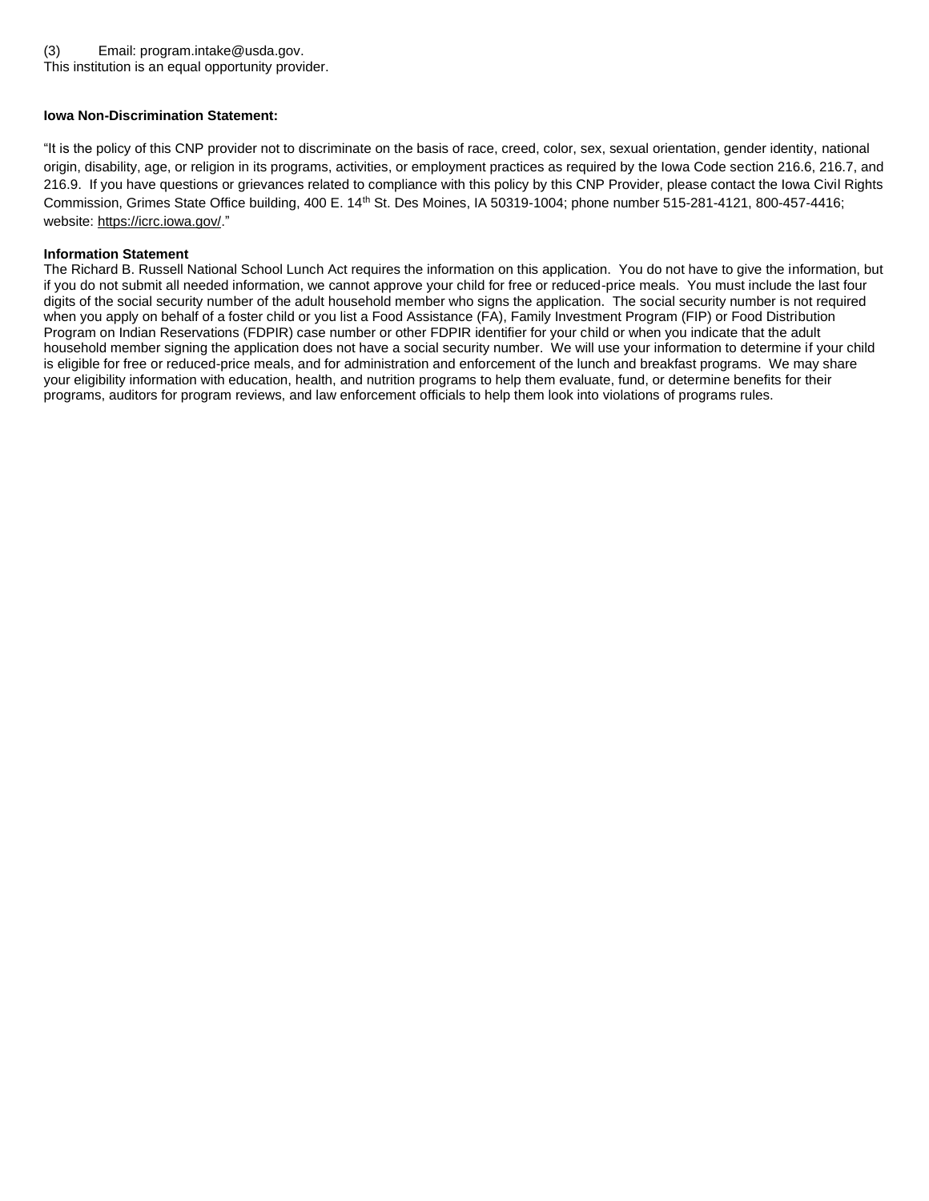(3) Email: program.intake@usda.gov.
This institution is an equal opportunity provider.

**Iowa Non-Discrimination Statement:**

"It is the policy of this CNP provider not to discriminate on the basis of race, creed, color, sex, sexual orientation, gender identity, national origin, disability, age, or religion in its programs, activities, or employment practices as required by the Iowa Code section 216.6, 216.7, and 216.9. If you have questions or grievances related to compliance with this policy by this CNP Provider, please contact the Iowa Civil Rights Commission, Grimes State Office building, 400 E. 14th St. Des Moines, IA 50319-1004; phone number 515-281-4121, 800-457-4416; website: https://icrc.iowa.gov/."

**Information Statement**
The Richard B. Russell National School Lunch Act requires the information on this application. You do not have to give the information, but if you do not submit all needed information, we cannot approve your child for free or reduced-price meals. You must include the last four digits of the social security number of the adult household member who signs the application. The social security number is not required when you apply on behalf of a foster child or you list a Food Assistance (FA), Family Investment Program (FIP) or Food Distribution Program on Indian Reservations (FDPIR) case number or other FDPIR identifier for your child or when you indicate that the adult household member signing the application does not have a social security number. We will use your information to determine if your child is eligible for free or reduced-price meals, and for administration and enforcement of the lunch and breakfast programs. We may share your eligibility information with education, health, and nutrition programs to help them evaluate, fund, or determine benefits for their programs, auditors for program reviews, and law enforcement officials to help them look into violations of programs rules.